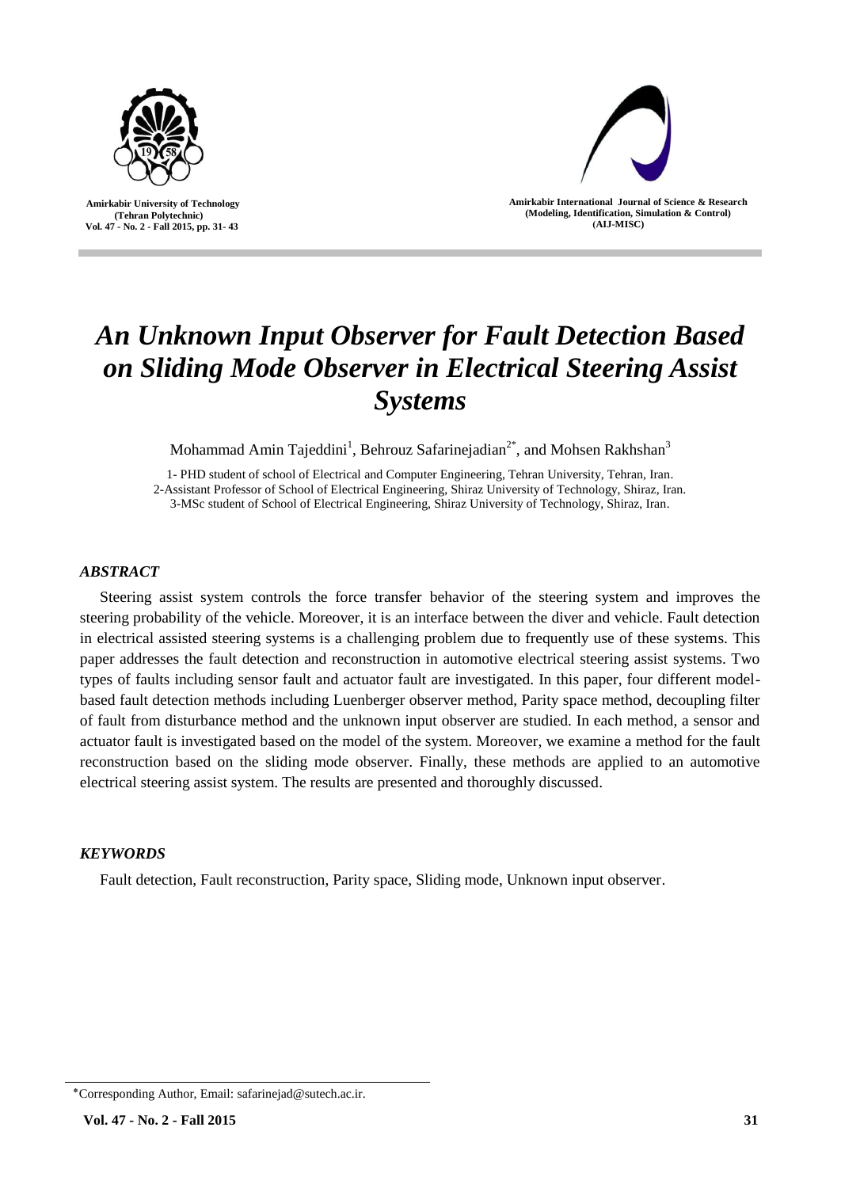# *An Unknown Input Observer for Fault Detection Based on Sliding Mode Observer in Electrical Steering Assist Systems*

Mohammad Amin Tajeddini[1], Behrouz Safarinejadian[2*], and Mohsen Rakhshan[3]

1- PHD student of school of Electrical and Computer Engineering, Tehran University, Tehran, Iran.
2-Assistant Professor of School of Electrical Engineering, Shiraz University of Technology, Shiraz, Iran.
3-MSc student of School of Electrical Engineering, Shiraz University of Technology, Shiraz, Iran.

### *ABSTRACT*

Steering assist system controls the force transfer behavior of the steering system and improves the steering probability of the vehicle. Moreover, it is an interface between the diver and vehicle. Fault detection in electrical assisted steering systems is a challenging problem due to frequently use of these systems. This paper addresses the fault detection and reconstruction in automotive electrical steering assist systems. Two types of faults including sensor fault and actuator fault are investigated. In this paper, four different model-based fault detection methods including Luenberger observer method, Parity space method, decoupling filter of fault from disturbance method and the unknown input observer are studied. In each method, a sensor and actuator fault is investigated based on the model of the system. Moreover, we examine a method for the fault reconstruction based on the sliding mode observer. Finally, these methods are applied to an automotive electrical steering assist system. The results are presented and thoroughly discussed.

### *KEYWORDS*

Fault detection, Fault reconstruction, Parity space, Sliding mode, Unknown input observer.

---

*Corresponding Author, Email: safarinejad@sutech.ac.ir.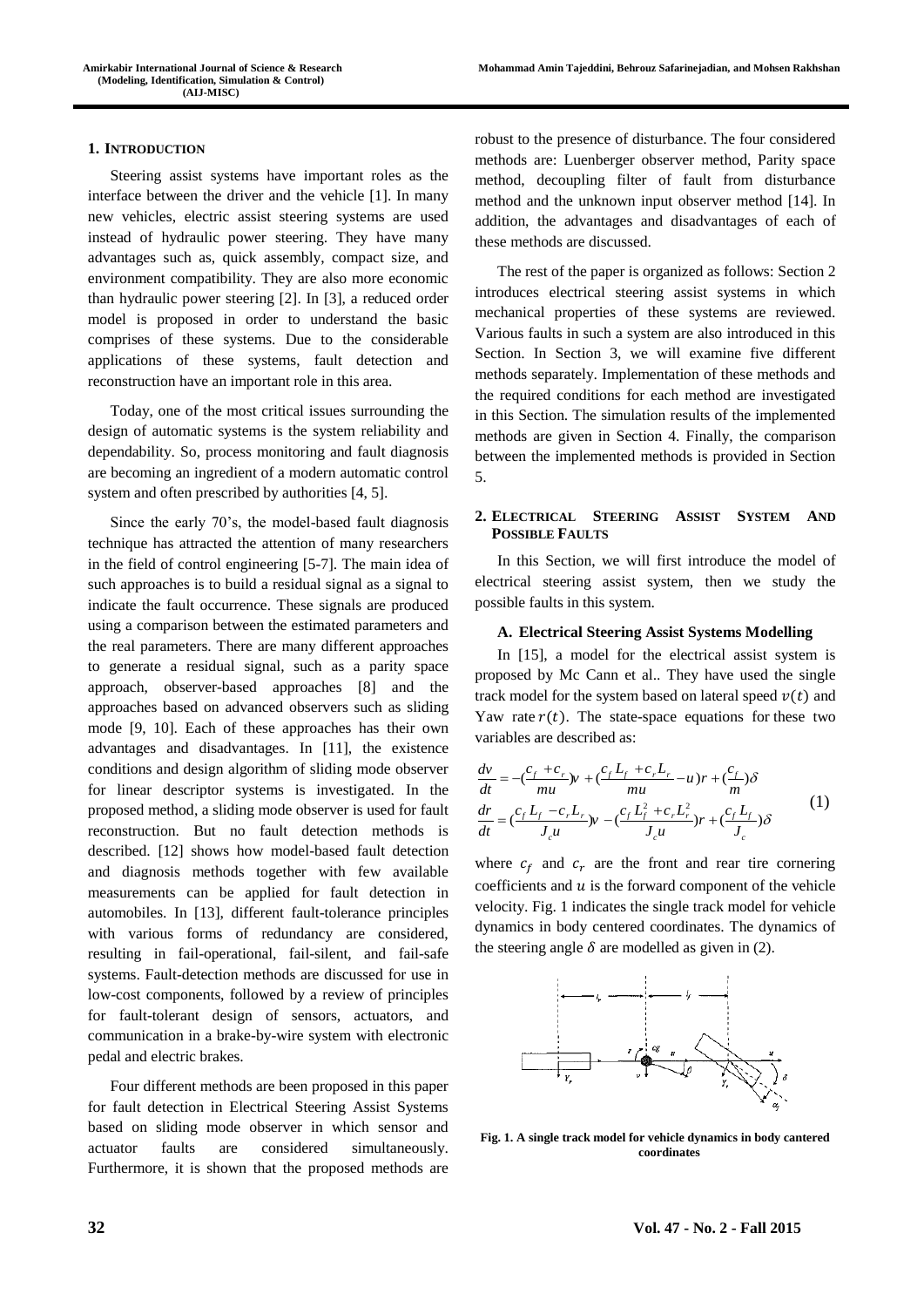## 1. Introduction

Steering assist systems have important roles as the interface between the driver and the vehicle [1]. In many new vehicles, electric assist steering systems are used instead of hydraulic power steering. They have many advantages such as, quick assembly, compact size, and environment compatibility. They are also more economic than hydraulic power steering [2]. In [3], a reduced order model is proposed in order to understand the basic comprises of these systems. Due to the considerable applications of these systems, fault detection and reconstruction have an important role in this area.

Today, one of the most critical issues surrounding the design of automatic systems is the system reliability and dependability. So, process monitoring and fault diagnosis are becoming an ingredient of a modern automatic control system and often prescribed by authorities [4, 5].

Since the early 70's, the model-based fault diagnosis technique has attracted the attention of many researchers in the field of control engineering [5-7]. The main idea of such approaches is to build a residual signal as a signal to indicate the fault occurrence. These signals are produced using a comparison between the estimated parameters and the real parameters. There are many different approaches to generate a residual signal, such as a parity space approach, observer-based approaches [8] and the approaches based on advanced observers such as sliding mode [9, 10]. Each of these approaches has their own advantages and disadvantages. In [11], the existence conditions and design algorithm of sliding mode observer for linear descriptor systems is investigated. In the proposed method, a sliding mode observer is used for fault reconstruction. But no fault detection methods is described. [12] shows how model-based fault detection and diagnosis methods together with few available measurements can be applied for fault detection in automobiles. In [13], different fault-tolerance principles with various forms of redundancy are considered, resulting in fail-operational, fail-silent, and fail-safe systems. Fault-detection methods are discussed for use in low-cost components, followed by a review of principles for fault-tolerant design of sensors, actuators, and communication in a brake-by-wire system with electronic pedal and electric brakes.

Four different methods are been proposed in this paper for fault detection in Electrical Steering Assist Systems based on sliding mode observer in which sensor and actuator faults are considered simultaneously. Furthermore, it is shown that the proposed methods are robust to the presence of disturbance. The four considered methods are: Luenberger observer method, Parity space method, decoupling filter of fault from disturbance method and the unknown input observer method [14]. In addition, the advantages and disadvantages of each of these methods are discussed.

The rest of the paper is organized as follows: Section 2 introduces electrical steering assist systems in which mechanical properties of these systems are reviewed. Various faults in such a system are also introduced in this Section. In Section 3, we will examine five different methods separately. Implementation of these methods and the required conditions for each method are investigated in this Section. The simulation results of the implemented methods are given in Section 4. Finally, the comparison between the implemented methods is provided in Section 5.

## 2. Electrical Steering Assist System and Possible Faults

In this Section, we will first introduce the model of electrical steering assist system, then we study the possible faults in this system.

### A. Electrical Steering Assist Systems Modelling

In [15], a model for the electrical assist system is proposed by Mc Cann et al.. They have used the single track model for the system based on lateral speed $v(t)$ and Yaw rate $r(t)$. The state-space equations for these two variables are described as:

$$
\begin{aligned}
\frac{dv}{dt} &= -\left(\frac{c_f + c_r}{mu}\right)v + \left(\frac{c_f L_f + c_r L_r}{mu} - u\right)r + \left(\frac{c_f}{m}\right)\delta \\
\frac{dr}{dt} &= \left(\frac{c_f L_f - c_r L_r}{J_c u}\right)v - \left(\frac{c_f L_f^2 + c_r L_r^2}{J_c u}\right)r + \left(\frac{c_f L_f}{J_c}\right)\delta
\end{aligned} \tag{1}
$$

where $c_f$ and $c_r$ are the front and rear tire cornering coefficients and $u$ is the forward component of the vehicle velocity. Fig. 1 indicates the single track model for vehicle dynamics in body centered coordinates. The dynamics of the steering angle $\delta$ are modelled as given in (2).

**Fig. 1. A single track model for vehicle dynamics in body cantered coordinates**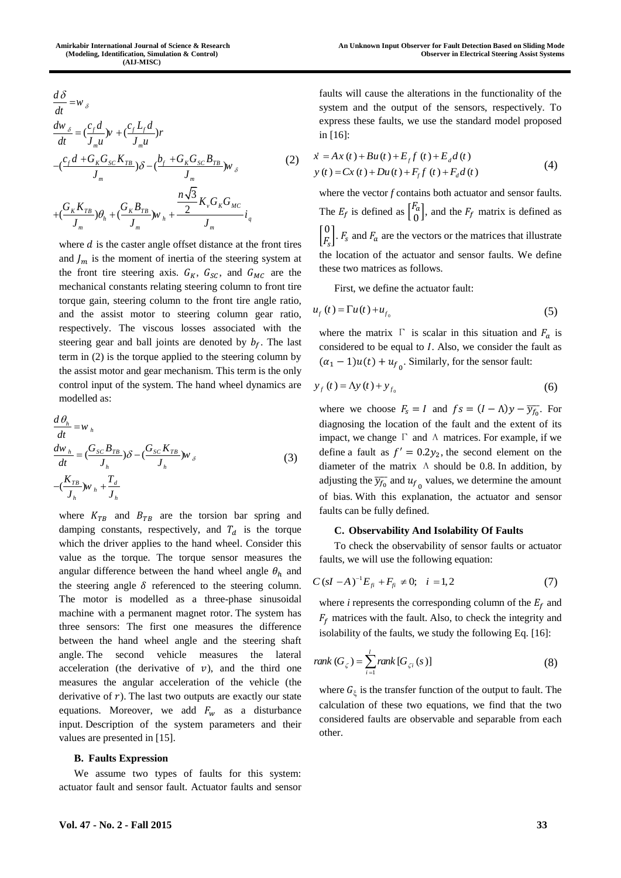$$
\begin{aligned}
&\frac{d\delta}{dt} = w_\delta \\
&\frac{dw_\delta}{dt} = \left(\frac{c_f d}{J_m u}\right)v + \left(\frac{c_f L_f d}{J_m u}\right)r \\
&-\left(\frac{c_f d + G_K G_{SC} K_{TB}}{J_m}\right)\delta - \left(\frac{b_f + G_K G_{SC} B_{TB}}{J_m}\right)w_\delta \\
&+\left(\frac{G_K K_{TB}}{J_m}\right)\theta_h + \left(\frac{G_K B_{TB}}{J_m}\right)w_h + \frac{\frac{n\sqrt{3}}{2} K_v G_K G_{MC}}{J_m} i_q
\end{aligned}
\tag{2}
$$

where $d$ is the caster angle offset distance at the front tires and $J_m$ is the moment of inertia of the steering system at the front tire steering axis. $G_K$, $G_{SC}$, and $G_{MC}$ are the mechanical constants relating steering column to front tire torque gain, steering column to the front tire angle ratio, and the assist motor to steering column gear ratio, respectively. The viscous losses associated with the steering gear and ball joints are denoted by $b_f$. The last term in (2) is the torque applied to the steering column by the assist motor and gear mechanism. This term is the only control input of the system. The hand wheel dynamics are modelled as:

$$
\begin{aligned}
&\frac{d\theta_h}{dt} = w_h \\
&\frac{dw_h}{dt} = \left(\frac{G_{SC} B_{TB}}{J_h}\right)\delta - \left(\frac{G_{SC} K_{TB}}{J_h}\right)w_\delta \\
&-\left(\frac{K_{TB}}{J_h}\right)w_h + \frac{T_d}{J_h}
\end{aligned}
\tag{3}
$$

where $K_{TB}$ and $B_{TB}$ are the torsion bar spring and damping constants, respectively, and $T_d$ is the torque which the driver applies to the hand wheel. Consider this value as the torque. The torque sensor measures the angular difference between the hand wheel angle $\theta_h$ and the steering angle $\delta$ referenced to the steering column. The motor is modelled as a three-phase sinusoidal machine with a permanent magnet rotor. The system has three sensors: The first one measures the difference between the hand wheel angle and the steering shaft angle. The second vehicle measures the lateral acceleration (the derivative of $v$), and the third one measures the angular acceleration of the vehicle (the derivative of $r$). The last two outputs are exactly our state equations. Moreover, we add $F_w$ as a disturbance input. Description of the system parameters and their values are presented in [15].

### B. Faults Expression

We assume two types of faults for this system: actuator fault and sensor fault. Actuator faults and sensor faults will cause the alterations in the functionality of the system and the output of the sensors, respectively. To express these faults, we use the standard model proposed in [16]:

$$
\begin{aligned}
\dot{x} &= Ax(t) + Bu(t) + E_f f(t) + E_d d(t) \\
y(t) &= Cx(t) + Du(t) + F_f f(t) + F_d d(t)
\end{aligned}
\tag{4}
$$

where the vector $f$ contains both actuator and sensor faults. The $E_f$ is defined as $\begin{bmatrix} F_a \\ 0 \end{bmatrix}$, and the $F_f$ matrix is defined as $\begin{bmatrix} 0 \\ F_s \end{bmatrix}$. $F_s$ and $F_a$ are the vectors or the matrices that illustrate the location of the actuator and sensor faults. We define these two matrices as follows.

First, we define the actuator fault:

$$
u_f(t) = \Gamma u(t) + u_{f_0} \tag{5}
$$

where the matrix $\Gamma$ is scalar in this situation and $F_a$ is considered to be equal to $I$. Also, we consider the fault as $(\alpha_1 - 1)u(t) + u_{f_0}$. Similarly, for the sensor fault:

$$
y_f(t) = \Lambda y(t) + y_{f_0} \tag{6}
$$

where we choose $F_s = I$ and $fs = (I - \Lambda)y - \overline{y_{f_0}}$. For diagnosing the location of the fault and the extent of its impact, we change $\Gamma$ and $\Lambda$ matrices. For example, if we define a fault as $f' = 0.2y_2$, the second element on the diameter of the matrix $\Lambda$ should be 0.8. In addition, by adjusting the $\overline{y_{f_0}}$ and $u_{f_0}$ values, we determine the amount of bias. With this explanation, the actuator and sensor faults can be fully defined.

### C. Observability And Isolability Of Faults

To check the observability of sensor faults or actuator faults, we will use the following equation:

$$
C(sI - A)^{-1} E_{fi} + F_{fi} \neq 0; \quad i = 1,2 \tag{7}
$$

where $i$ represents the corresponding column of the $E_f$ and $F_f$ matrices with the fault. Also, to check the integrity and isolability of the faults, we study the following Eq. [16]:

$$
rank(G_\zeta) = \sum_{i=1}^{l} rank[G_{\zeta i}(s)] \tag{8}
$$

where $G_\xi$ is the transfer function of the output to fault. The calculation of these two equations, we find that the two considered faults are observable and separable from each other.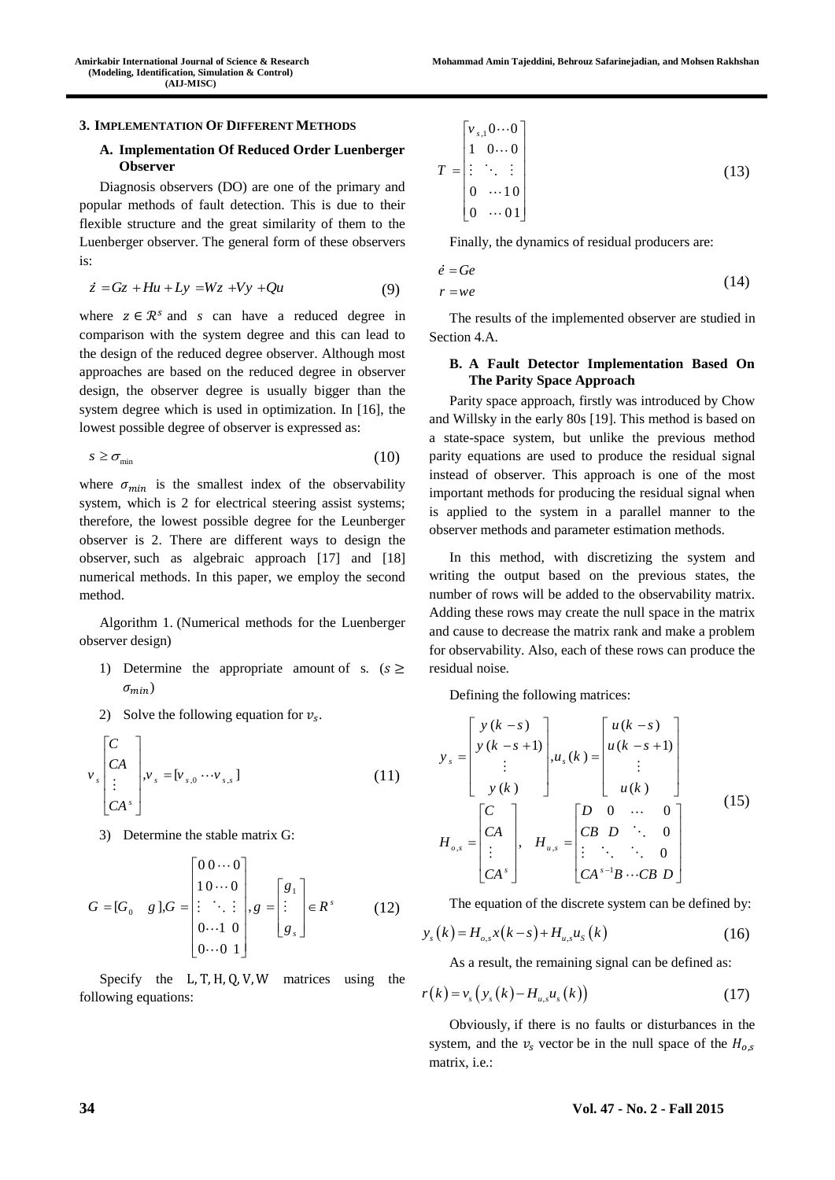## 3. Implementation Of Different Methods

### A. Implementation Of Reduced Order Luenberger Observer

Diagnosis observers (DO) are one of the primary and popular methods of fault detection. This is due to their flexible structure and the great similarity of them to the Luenberger observer. The general form of these observers is:

$$\dot{z} = Gz + Hu + Ly = Wz + Vy + Qu \tag{9}$$

where $z \in \mathcal{R}^s$ and $s$ can have a reduced degree in comparison with the system degree and this can lead to the design of the reduced degree observer. Although most approaches are based on the reduced degree in observer design, the observer degree is usually bigger than the system degree which is used in optimization. In [16], the lowest possible degree of observer is expressed as:

$$s \geq \sigma_{\min} \tag{10}$$

where $\sigma_{min}$ is the smallest index of the observability system, which is 2 for electrical steering assist systems; therefore, the lowest possible degree for the Leunberger observer is 2. There are different ways to design the observer, such as algebraic approach [17] and [18] numerical methods. In this paper, we employ the second method.

Algorithm 1. (Numerical methods for the Luenberger observer design)

1) Determine the appropriate amount of s. ($s \geq \sigma_{min}$)

2) Solve the following equation for $v_s$.

$$v_s \begin{bmatrix} C \\ CA \\ \vdots \\ CA^s \end{bmatrix}, v_s = [v_{s,0} \cdots v_{s,s}] \tag{11}$$

3) Determine the stable matrix G:

$$G = [G_0 \quad g], G = \begin{bmatrix} 0\,0 \cdots 0 \\ 1\,0 \cdots 0 \\ \vdots \quad \ddots \quad \vdots \\ 0 \cdots 1 \;\, 0 \\ 0 \cdots 0 \;\, 1 \end{bmatrix}, g = \begin{bmatrix} g_1 \\ \vdots \\ g_s \end{bmatrix} \in R^s \tag{12}$$

Specify the L, T, H, Q, V, W matrices using the following equations:

$$T = \begin{bmatrix} v_{s,1} 0 \cdots 0 \\ 1 \quad 0 \cdots 0 \\ \vdots \quad \ddots \quad \vdots \\ 0 \quad \cdots 1\,0 \\ 0 \quad \cdots 0\,1 \end{bmatrix} \tag{13}$$

Finally, the dynamics of residual producers are:

$$\begin{aligned} \dot{e} &= Ge \\ r &= we \end{aligned} \tag{14}$$

The results of the implemented observer are studied in Section 4.A.

### B. A Fault Detector Implementation Based On The Parity Space Approach

Parity space approach, firstly was introduced by Chow and Willsky in the early 80s [19]. This method is based on a state-space system, but unlike the previous method parity equations are used to produce the residual signal instead of observer. This approach is one of the most important methods for producing the residual signal when is applied to the system in a parallel manner to the observer methods and parameter estimation methods.

In this method, with discretizing the system and writing the output based on the previous states, the number of rows will be added to the observability matrix. Adding these rows may create the null space in the matrix and cause to decrease the matrix rank and make a problem for observability. Also, each of these rows can produce the residual noise.

Defining the following matrices:

$$\begin{gathered} y_s = \begin{bmatrix} y(k-s) \\ y(k-s+1) \\ \vdots \\ y(k) \end{bmatrix}, u_s(k) = \begin{bmatrix} u(k-s) \\ u(k-s+1) \\ \vdots \\ u(k) \end{bmatrix} \\ H_{o,s} = \begin{bmatrix} C \\ CA \\ \vdots \\ CA^s \end{bmatrix}, \quad H_{u,s} = \begin{bmatrix} D & 0 & \cdots & 0 \\ CB & D & \ddots & 0 \\ \vdots & \ddots & \ddots & 0 \\ CA^{s-1}B & \cdots & CB & D \end{bmatrix} \end{gathered} \tag{15}$$

The equation of the discrete system can be defined by:

$$y_s(k) = H_{o,s} x(k-s) + H_{u,s} u_S(k) \tag{16}$$

As a result, the remaining signal can be defined as:

$$r(k) = v_s\left(y_s(k) - H_{u,s} u_s(k)\right) \tag{17}$$

Obviously, if there is no faults or disturbances in the system, and the $v_s$ vector be in the null space of the $H_{o,s}$ matrix, i.e.: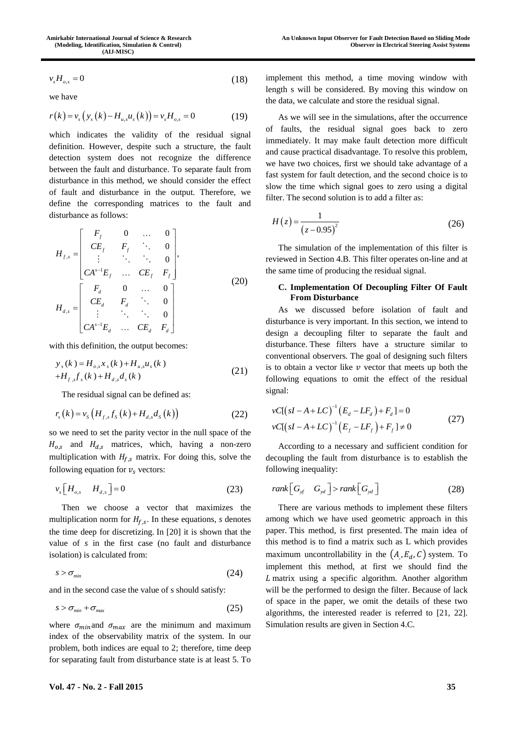$$v_s H_{o,s} = 0 \tag{18}$$

we have

$$r(k) = v_s\left(y_s(k) - H_{u,s}u_s(k)\right) = v_s H_{o,s} = 0 \tag{19}$$

which indicates the validity of the residual signal definition. However, despite such a structure, the fault detection system does not recognize the difference between the fault and disturbance. To separate fault from disturbance in this method, we should consider the effect of fault and disturbance in the output. Therefore, we define the corresponding matrices to the fault and disturbance as follows:

$$H_{f,s} = \begin{bmatrix} F_f & 0 & \dots & 0 \\ CE_f & F_f & \ddots & 0 \\ \vdots & \ddots & \ddots & 0 \\ CA^{s-1}E_f & \dots & CE_f & F_f \end{bmatrix}, \quad H_{d,s} = \begin{bmatrix} F_d & 0 & \dots & 0 \\ CE_d & F_d & \ddots & 0 \\ \vdots & \ddots & \ddots & 0 \\ CA^{s-1}E_d & \dots & CE_d & F_d \end{bmatrix} \tag{20}$$

with this definition, the output becomes:

$$\begin{aligned} y_s(k) &= H_{o,s}x_s(k) + H_{u,s}u_s(k) \\ &+ H_{f,s}f_s(k) + H_{d,s}d_s(k) \end{aligned} \tag{21}$$

The residual signal can be defined as:

$$r_s(k) = v_S\left(H_{f,s}f_S(k) + H_{d,s}d_S(k)\right) \tag{22}$$

so we need to set the parity vector in the null space of the $H_{o,s}$ and $H_{d,s}$ matrices, which, having a non-zero multiplication with $H_{f,s}$ matrix. For doing this, solve the following equation for $v_s$ vectors:

$$v_s\begin{bmatrix} H_{o,s} & H_{d,s} \end{bmatrix} = 0 \tag{23}$$

Then we choose a vector that maximizes the multiplication norm for $H_{f,s}$. In these equations, *s* denotes the time deep for discretizing. In [20] it is shown that the value of *s* in the first case (no fault and disturbance isolation) is calculated from:

$$s > \sigma_{min} \tag{24}$$

and in the second case the value of s should satisfy:

$$s > \sigma_{min} + \sigma_{max} \tag{25}$$

where $\sigma_{min}$ and $\sigma_{max}$ are the minimum and maximum index of the observability matrix of the system. In our problem, both indices are equal to 2; therefore, time deep for separating fault from disturbance state is at least 5. To implement this method, a time moving window with length s will be considered. By moving this window on the data, we calculate and store the residual signal.

As we will see in the simulations, after the occurrence of faults, the residual signal goes back to zero immediately. It may make fault detection more difficult and cause practical disadvantage. To resolve this problem, we have two choices, first we should take advantage of a fast system for fault detection, and the second choice is to slow the time which signal goes to zero using a digital filter. The second solution is to add a filter as:

$$H(z) = \frac{1}{(z-0.95)^2} \tag{26}$$

The simulation of the implementation of this filter is reviewed in Section 4.B. This filter operates on-line and at the same time of producing the residual signal.

### C. Implementation Of Decoupling Filter Of Fault From Disturbance

As we discussed before isolation of fault and disturbance is very important. In this section, we intend to design a decoupling filter to separate the fault and disturbance. These filters have a structure similar to conventional observers. The goal of designing such filters is to obtain a vector like $v$ vector that meets up both the following equations to omit the effect of the residual signal:

$$\begin{aligned} vC[(sI - A + LC)^{-1}(E_d - LF_d) + F_d] &= 0 \\ vC[(sI - A + LC)^{-1}(E_f - LF_f) + F_f] &\neq 0 \end{aligned} \tag{27}$$

According to a necessary and sufficient condition for decoupling the fault from disturbance is to establish the following inequality:

$$rank\begin{bmatrix} G_{yf} & G_{yd} \end{bmatrix} > rank\begin{bmatrix} G_{yd} \end{bmatrix} \tag{28}$$

There are various methods to implement these filters among which we have used geometric approach in this paper. This method, is first presented. The main idea of this method is to find a matrix such as L which provides maximum uncontrollability in the $(A, E_d, C)$ system. To implement this method, at first we should find the *L* matrix using a specific algorithm. Another algorithm will be the performed to design the filter. Because of lack of space in the paper, we omit the details of these two algorithms, the interested reader is referred to [21, 22]. Simulation results are given in Section 4.C.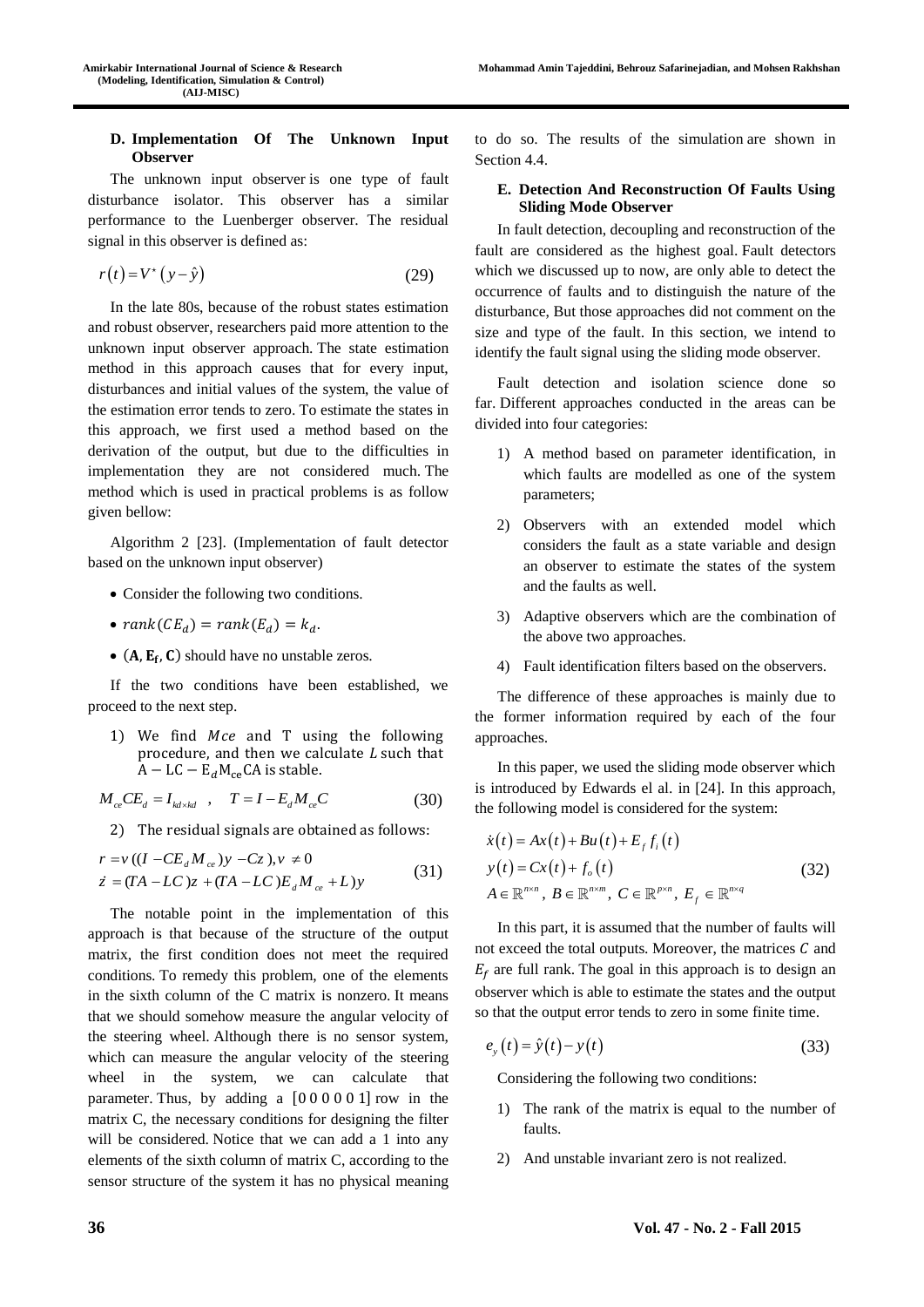### D. Implementation Of The Unknown Input Observer

The unknown input observer is one type of fault disturbance isolator. This observer has a similar performance to the Luenberger observer. The residual signal in this observer is defined as:

$$r(t) = V^{*}(y - \hat{y}) \tag{29}$$

In the late 80s, because of the robust states estimation and robust observer, researchers paid more attention to the unknown input observer approach. The state estimation method in this approach causes that for every input, disturbances and initial values of the system, the value of the estimation error tends to zero. To estimate the states in this approach, we first used a method based on the derivation of the output, but due to the difficulties in implementation they are not considered much. The method which is used in practical problems is as follow given bellow:

Algorithm 2 [23]. (Implementation of fault detector based on the unknown input observer)

- Consider the following two conditions.
- $rank(CE_d) = rank(E_d) = k_d$.
- $(\mathbf{A}, \mathbf{E_f}, \mathbf{C})$ should have no unstable zeros.

If the two conditions have been established, we proceed to the next step.

1) We find $Mce$ and T using the following procedure, and then we calculate $L$ such that $A - LC - E_d M_{ce} CA$ is stable.

$$M_{ce} CE_d = I_{kd \times kd} \quad , \quad T = I - E_d M_{ce} C \tag{30}$$

2) The residual signals are obtained as follows:

$$\begin{aligned} r &= v((I - CE_d M_{ce})y - Cz), v \neq 0 \\ \dot{z} &= (TA - LC)z + (TA - LC)E_d M_{ce} + L)y \end{aligned} \tag{31}$$

The notable point in the implementation of this approach is that because of the structure of the output matrix, the first condition does not meet the required conditions. To remedy this problem, one of the elements in the sixth column of the C matrix is nonzero. It means that we should somehow measure the angular velocity of the steering wheel. Although there is no sensor system, which can measure the angular velocity of the steering wheel in the system, we can calculate that parameter. Thus, by adding a $[0\,0\,0\,0\,0\,1]$ row in the matrix C, the necessary conditions for designing the filter will be considered. Notice that we can add a 1 into any elements of the sixth column of matrix C, according to the sensor structure of the system it has no physical meaning to do so. The results of the simulation are shown in Section 4.4.

### E. Detection And Reconstruction Of Faults Using Sliding Mode Observer

In fault detection, decoupling and reconstruction of the fault are considered as the highest goal. Fault detectors which we discussed up to now, are only able to detect the occurrence of faults and to distinguish the nature of the disturbance, But those approaches did not comment on the size and type of the fault. In this section, we intend to identify the fault signal using the sliding mode observer.

Fault detection and isolation science done so far. Different approaches conducted in the areas can be divided into four categories:

1) A method based on parameter identification, in which faults are modelled as one of the system parameters;
2) Observers with an extended model which considers the fault as a state variable and design an observer to estimate the states of the system and the faults as well.
3) Adaptive observers which are the combination of the above two approaches.
4) Fault identification filters based on the observers.

The difference of these approaches is mainly due to the former information required by each of the four approaches.

In this paper, we used the sliding mode observer which is introduced by Edwards el al. in [24]. In this approach, the following model is considered for the system:

$$\begin{aligned} \dot{x}(t) &= Ax(t) + Bu(t) + E_f f_i(t) \\ y(t) &= Cx(t) + f_o(t) \\ A &\in \mathbb{R}^{n \times n},\ B \in \mathbb{R}^{n \times m},\ C \in \mathbb{R}^{p \times n},\ E_f \in \mathbb{R}^{n \times q} \end{aligned} \tag{32}$$

In this part, it is assumed that the number of faults will not exceed the total outputs. Moreover, the matrices $C$ and $E_f$ are full rank. The goal in this approach is to design an observer which is able to estimate the states and the output so that the output error tends to zero in some finite time.

$$e_y(t) = \hat{y}(t) - y(t) \tag{33}$$

Considering the following two conditions:

1) The rank of the matrix is equal to the number of faults.
2) And unstable invariant zero is not realized.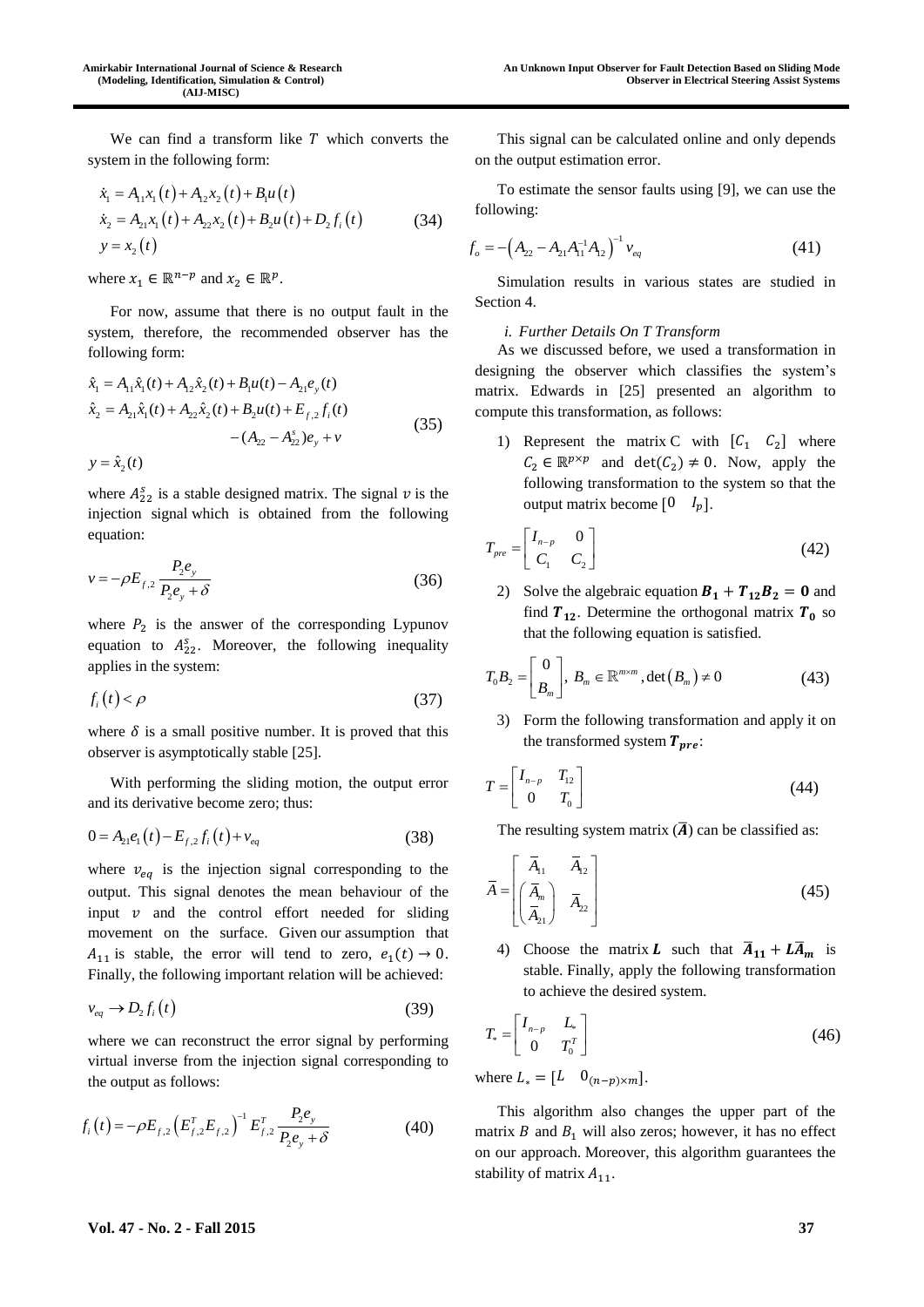We can find a transform like $T$ which converts the system in the following form:

$$
\begin{aligned}
\dot{x}_1 &= A_{11}x_1(t) + A_{12}x_2(t) + B_1u(t) \\
\dot{x}_2 &= A_{21}x_1(t) + A_{22}x_2(t) + B_2u(t) + D_2 f_i(t) \\
y &= x_2(t)
\end{aligned}
\tag{34}
$$

where $x_1 \in \mathbb{R}^{n-p}$ and $x_2 \in \mathbb{R}^p$.

For now, assume that there is no output fault in the system, therefore, the recommended observer has the following form:

$$
\begin{aligned}
\hat{x}_1 &= A_{11}\hat{x}_1(t) + A_{12}\hat{x}_2(t) + B_1u(t) - A_{21}e_y(t) \\
\hat{x}_2 &= A_{21}\hat{x}_1(t) + A_{22}\hat{x}_2(t) + B_2u(t) + E_{f,2}f_i(t) \\
&\quad - (A_{22} - A_{22}^s)e_y + v \\
y &= \hat{x}_2(t)
\end{aligned}
\tag{35}
$$

where $A_{22}^s$ is a stable designed matrix. The signal $v$ is the injection signal which is obtained from the following equation:

$$
v = -\rho E_{f,2} \frac{P_2 e_y}{P_2 e_y + \delta}
\tag{36}
$$

where $P_2$ is the answer of the corresponding Lypunov equation to $A_{22}^s$. Moreover, the following inequality applies in the system:

$$
f_i(t) < \rho
\tag{37}
$$

where $\delta$ is a small positive number. It is proved that this observer is asymptotically stable [25].

With performing the sliding motion, the output error and its derivative become zero; thus:

$$
0 = A_{21}e_1(t) - E_{f,2}f_i(t) + v_{eq}
\tag{38}
$$

where $v_{eq}$ is the injection signal corresponding to the output. This signal denotes the mean behaviour of the input $v$ and the control effort needed for sliding movement on the surface. Given our assumption that $A_{11}$ is stable, the error will tend to zero, $e_1(t) \to 0$. Finally, the following important relation will be achieved:

$$
v_{eq} \to D_2 f_i(t)
\tag{39}
$$

where we can reconstruct the error signal by performing virtual inverse from the injection signal corresponding to the output as follows:

$$
f_i(t) = -\rho E_{f,2}\left(E_{f,2}^T E_{f,2}\right)^{-1} E_{f,2}^T \frac{P_2 e_y}{P_2 e_y + \delta}
\tag{40}
$$

This signal can be calculated online and only depends on the output estimation error.

To estimate the sensor faults using [9], we can use the following:

$$
f_o = -\left(A_{22} - A_{21}A_{11}^{-1}A_{12}\right)^{-1} v_{eq}
\tag{41}
$$

Simulation results in various states are studied in Section 4.

*i. Further Details On T Transform*

As we discussed before, we used a transformation in designing the observer which classifies the system's matrix. Edwards in [25] presented an algorithm to compute this transformation, as follows:

1) Represent the matrix C with $[C_1 \quad C_2]$ where $C_2 \in \mathbb{R}^{p\times p}$ and $\det(C_2) \neq 0$. Now, apply the following transformation to the system so that the output matrix become $[0 \quad I_p]$.

$$
T_{pre} = \begin{bmatrix} I_{n-p} & 0 \\ C_1 & C_2 \end{bmatrix}
\tag{42}
$$

2) Solve the algebraic equation $\boldsymbol{B_1 + T_{12}B_2 = 0}$ and find $\boldsymbol{T_{12}}$. Determine the orthogonal matrix $\boldsymbol{T_0}$ so that the following equation is satisfied.

$$
T_0 B_2 = \begin{bmatrix} 0 \\ B_m \end{bmatrix},\ B_m \in \mathbb{R}^{m\times m}, \det(B_m) \neq 0
\tag{43}
$$

3) Form the following transformation and apply it on the transformed system $\boldsymbol{T_{pre}}$:

$$
T = \begin{bmatrix} I_{n-p} & T_{12} \\ 0 & T_0 \end{bmatrix}
\tag{44}
$$

The resulting system matrix ($\bar{\boldsymbol{A}}$) can be classified as:

$$
\bar{A} = \begin{bmatrix} \bar{A}_{11} & \bar{A}_{12} \\ \begin{pmatrix} \bar{A}_m \\ \bar{A}_{21} \end{pmatrix} & \bar{A}_{22} \end{bmatrix}
\tag{45}
$$

4) Choose the matrix $\boldsymbol{L}$ such that $\bar{\boldsymbol{A}}_{\boldsymbol{11}} + \boldsymbol{L}\bar{\boldsymbol{A}}_{\boldsymbol{m}}$ is stable. Finally, apply the following transformation to achieve the desired system.

$$
T_* = \begin{bmatrix} I_{n-p} & L_* \\ 0 & T_0^T \end{bmatrix}
\tag{46}
$$

where $L_* = [L \quad 0_{(n-p)\times m}]$.

This algorithm also changes the upper part of the matrix $B$ and $B_1$ will also zeros; however, it has no effect on our approach. Moreover, this algorithm guarantees the stability of matrix $A_{11}$.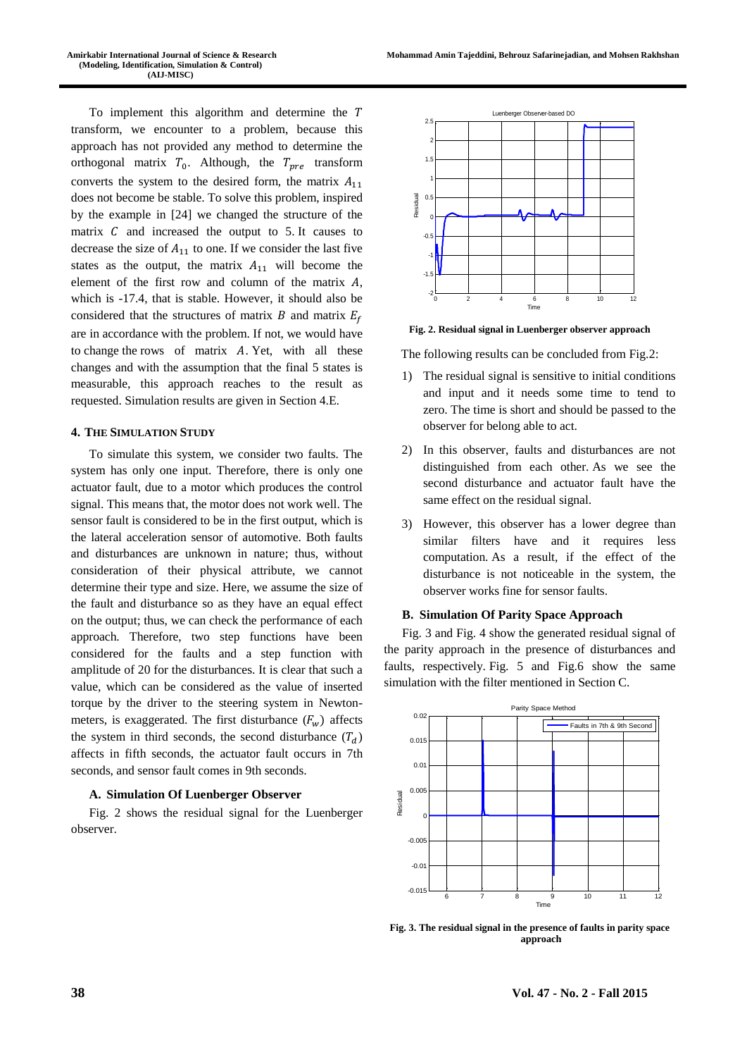To implement this algorithm and determine the $T$ transform, we encounter to a problem, because this approach has not provided any method to determine the orthogonal matrix $T_0$. Although, the $T_{pre}$ transform converts the system to the desired form, the matrix $A_{11}$ does not become be stable. To solve this problem, inspired by the example in [24] we changed the structure of the matrix $C$ and increased the output to 5. It causes to decrease the size of $A_{11}$ to one. If we consider the last five states as the output, the matrix $A_{11}$ will become the element of the first row and column of the matrix $A$, which is -17.4, that is stable. However, it should also be considered that the structures of matrix $B$ and matrix $E_f$ are in accordance with the problem. If not, we would have to change the rows of matrix $A$. Yet, with all these changes and with the assumption that the final 5 states is measurable, this approach reaches to the result as requested. Simulation results are given in Section 4.E.

## 4. The Simulation Study

To simulate this system, we consider two faults. The system has only one input. Therefore, there is only one actuator fault, due to a motor which produces the control signal. This means that, the motor does not work well. The sensor fault is considered to be in the first output, which is the lateral acceleration sensor of automotive. Both faults and disturbances are unknown in nature; thus, without consideration of their physical attribute, we cannot determine their type and size. Here, we assume the size of the fault and disturbance so as they have an equal effect on the output; thus, we can check the performance of each approach. Therefore, two step functions have been considered for the faults and a step function with amplitude of 20 for the disturbances. It is clear that such a value, which can be considered as the value of inserted torque by the driver to the steering system in Newton-meters, is exaggerated. The first disturbance ($F_w$) affects the system in third seconds, the second disturbance ($T_d$) affects in fifth seconds, the actuator fault occurs in 7th seconds, and sensor fault comes in 9th seconds.

### A. Simulation Of Luenberger Observer

Fig. 2 shows the residual signal for the Luenberger observer.

**Fig. 2. Residual signal in Luenberger observer approach**

The following results can be concluded from Fig.2:

1) The residual signal is sensitive to initial conditions and input and it needs some time to tend to zero. The time is short and should be passed to the observer for belong able to act.
2) In this observer, faults and disturbances are not distinguished from each other. As we see the second disturbance and actuator fault have the same effect on the residual signal.
3) However, this observer has a lower degree than similar filters have and it requires less computation. As a result, if the effect of the disturbance is not noticeable in the system, the observer works fine for sensor faults.

### B. Simulation Of Parity Space Approach

Fig. 3 and Fig. 4 show the generated residual signal of the parity approach in the presence of disturbances and faults, respectively. Fig. 5 and Fig.6 show the same simulation with the filter mentioned in Section C.

**Fig. 3. The residual signal in the presence of faults in parity space approach**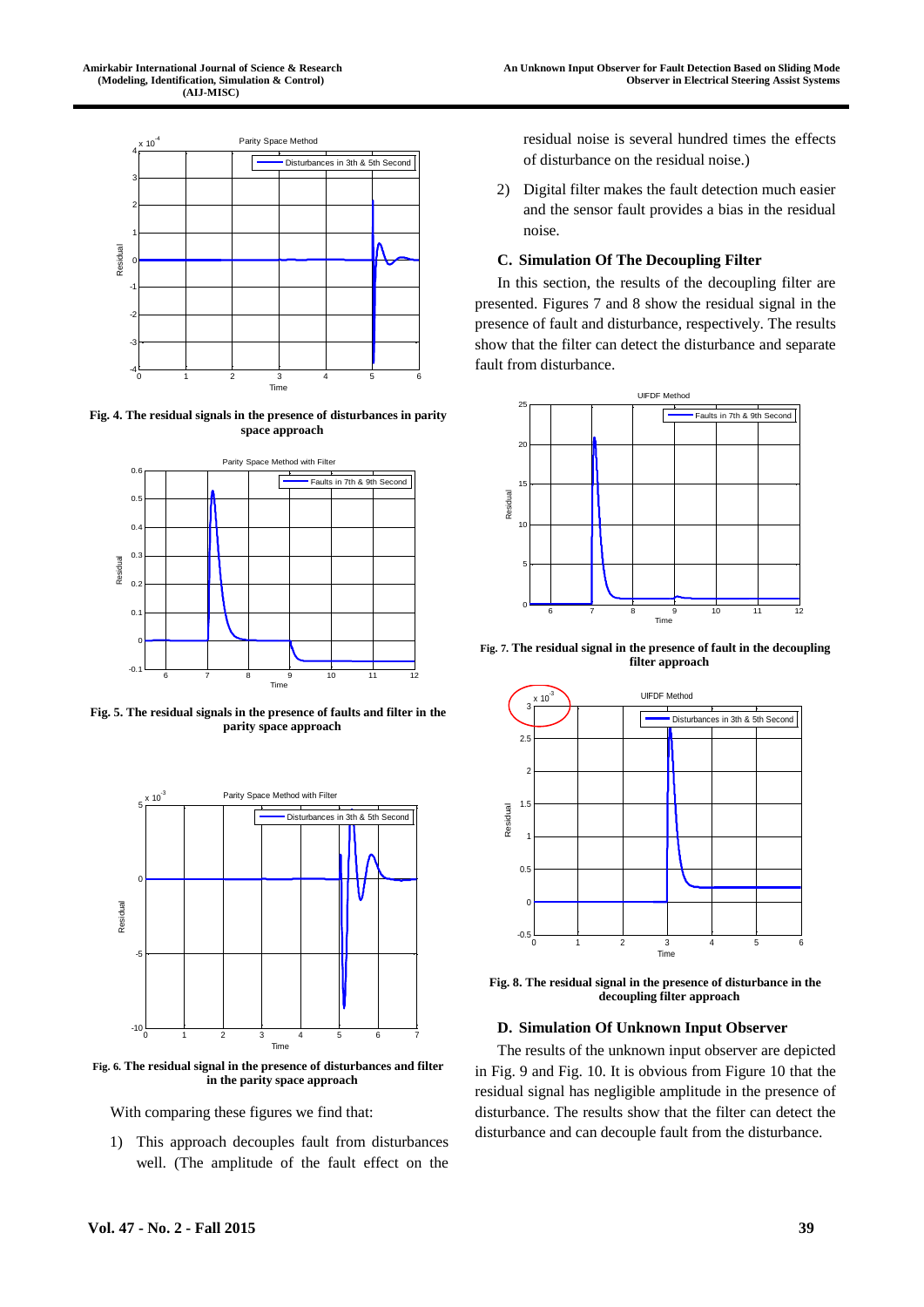Fig. 4. The residual signals in the presence of disturbances in parity space approach

Fig. 5. The residual signals in the presence of faults and filter in the parity space approach

Fig. 6. The residual signal in the presence of disturbances and filter in the parity space approach

With comparing these figures we find that:

1) This approach decouples fault from disturbances well. (The amplitude of the fault effect on the residual noise is several hundred times the effects of disturbance on the residual noise.)
2) Digital filter makes the fault detection much easier and the sensor fault provides a bias in the residual noise.

### C. Simulation Of The Decoupling Filter

In this section, the results of the decoupling filter are presented. Figures 7 and 8 show the residual signal in the presence of fault and disturbance, respectively. The results show that the filter can detect the disturbance and separate fault from disturbance.

Fig. 7. The residual signal in the presence of fault in the decoupling filter approach

Fig. 8. The residual signal in the presence of disturbance in the decoupling filter approach

### D. Simulation Of Unknown Input Observer

The results of the unknown input observer are depicted in Fig. 9 and Fig. 10. It is obvious from Figure 10 that the residual signal has negligible amplitude in the presence of disturbance. The results show that the filter can detect the disturbance and can decouple fault from the disturbance.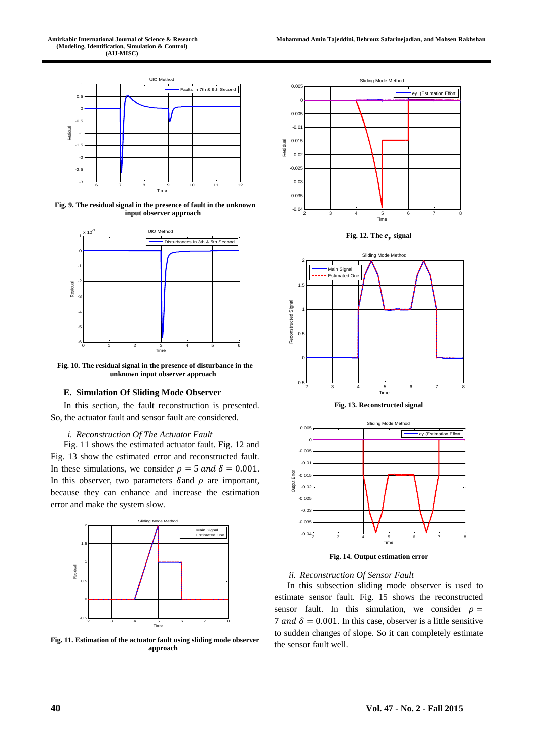Fig. 9. The residual signal in the presence of fault in the unknown input observer approach

Fig. 10. The residual signal in the presence of disturbance in the unknown input observer approach

### E. Simulation Of Sliding Mode Observer

In this section, the fault reconstruction is presented. So, the actuator fault and sensor fault are considered.

*i. Reconstruction Of The Actuator Fault*

Fig. 11 shows the estimated actuator fault. Fig. 12 and Fig. 13 show the estimated error and reconstructed fault. In these simulations, we consider $\rho = 5$ *and* $\delta = 0.001$. In this observer, two parameters $\delta$and $\rho$ are important, because they can enhance and increase the estimation error and make the system slow.

Fig. 11. Estimation of the actuator fault using sliding mode observer approach

Fig. 12. The $e_y$ signal

Fig. 13. Reconstructed signal

Fig. 14. Output estimation error

*ii. Reconstruction Of Sensor Fault*

In this subsection sliding mode observer is used to estimate sensor fault. Fig. 15 shows the reconstructed sensor fault. In this simulation, we consider $\rho = 7$ *and* $\delta = 0.001$. In this case, observer is a little sensitive to sudden changes of slope. So it can completely estimate the sensor fault well.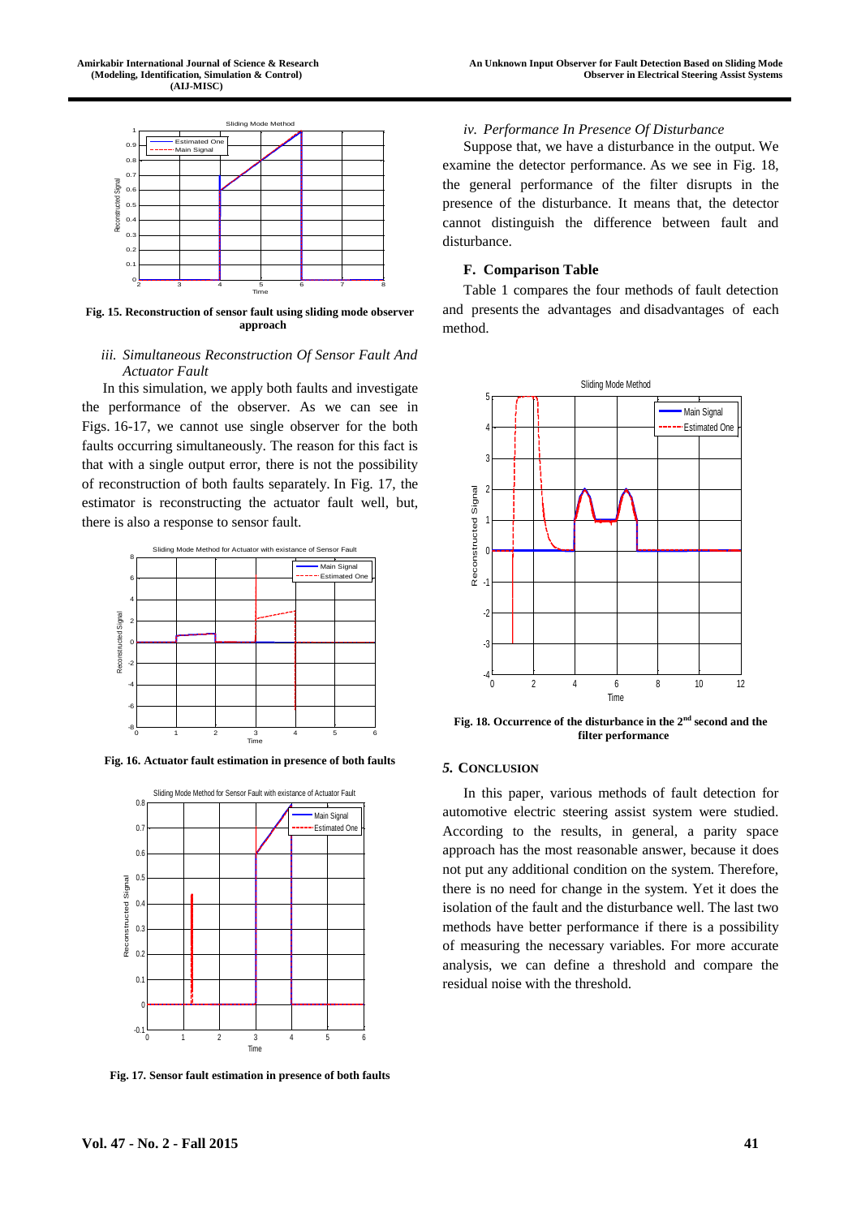Fig. 15. Reconstruction of sensor fault using sliding mode observer approach

*iii. Simultaneous Reconstruction Of Sensor Fault And Actuator Fault*

In this simulation, we apply both faults and investigate the performance of the observer. As we can see in Figs. 16-17, we cannot use single observer for the both faults occurring simultaneously. The reason for this fact is that with a single output error, there is not the possibility of reconstruction of both faults separately. In Fig. 17, the estimator is reconstructing the actuator fault well, but, there is also a response to sensor fault.

Fig. 16. Actuator fault estimation in presence of both faults

Fig. 17. Sensor fault estimation in presence of both faults

*iv. Performance In Presence Of Disturbance*

Suppose that, we have a disturbance in the output. We examine the detector performance. As we see in Fig. 18, the general performance of the filter disrupts in the presence of the disturbance. It means that, the detector cannot distinguish the difference between fault and disturbance.

### F. Comparison Table

Table 1 compares the four methods of fault detection and presents the advantages and disadvantages of each method.

Fig. 18. Occurrence of the disturbance in the 2nd second and the filter performance

## 5. Conclusion

In this paper, various methods of fault detection for automotive electric steering assist system were studied. According to the results, in general, a parity space approach has the most reasonable answer, because it does not put any additional condition on the system. Therefore, there is no need for change in the system. Yet it does the isolation of the fault and the disturbance well. The last two methods have better performance if there is a possibility of measuring the necessary variables. For more accurate analysis, we can define a threshold and compare the residual noise with the threshold.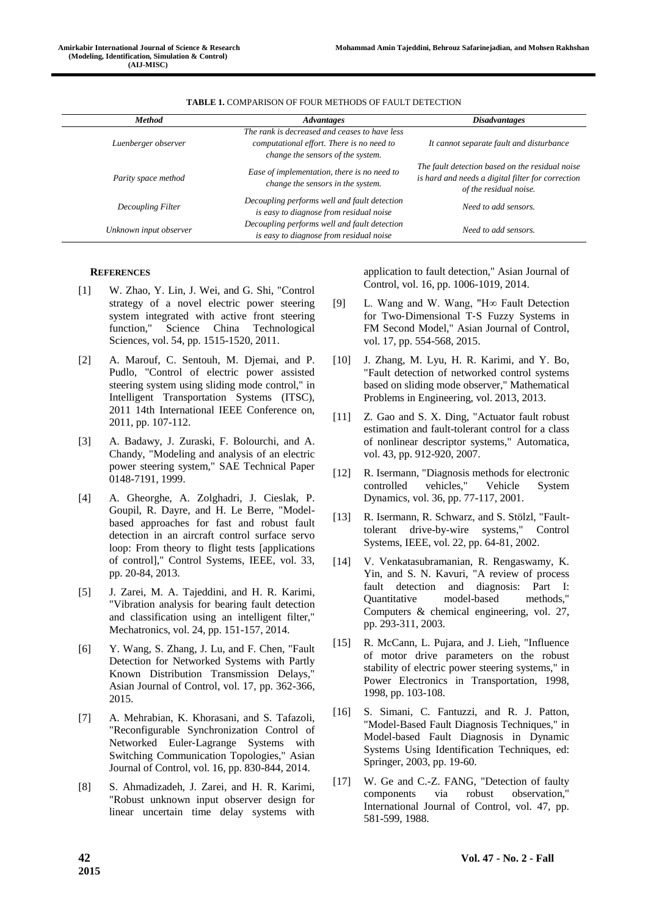**TABLE 1.** COMPARISON OF FOUR METHODS OF FAULT DETECTION

| *Method* | *Advantages* | *Disadvantages* |
|---|---|---|
| *Luenberger observer* | *The rank is decreased and ceases to have less computational effort. There is no need to change the sensors of the system.* | *It cannot separate fault and disturbance* |
| *Parity space method* | *Ease of implementation, there is no need to change the sensors in the system.* | *The fault detection based on the residual noise is hard and needs a digital filter for correction of the residual noise.* |
| *Decoupling Filter* | *Decoupling performs well and fault detection is easy to diagnose from residual noise* | *Need to add sensors.* |
| *Unknown input observer* | *Decoupling performs well and fault detection is easy to diagnose from residual noise* | *Need to add sensors.* |

## REFERENCES

[1] W. Zhao, Y. Lin, J. Wei, and G. Shi, "Control strategy of a novel electric power steering system integrated with active front steering function," Science China Technological Sciences, vol. 54, pp. 1515-1520, 2011.

[2] A. Marouf, C. Sentouh, M. Djemai, and P. Pudlo, "Control of electric power assisted steering system using sliding mode control," in Intelligent Transportation Systems (ITSC), 2011 14th International IEEE Conference on, 2011, pp. 107-112.

[3] A. Badawy, J. Zuraski, F. Bolourchi, and A. Chandy, "Modeling and analysis of an electric power steering system," SAE Technical Paper 0148-7191, 1999.

[4] A. Gheorghe, A. Zolghadri, J. Cieslak, P. Goupil, R. Dayre, and H. Le Berre, "Model-based approaches for fast and robust fault detection in an aircraft control surface servo loop: From theory to flight tests [applications of control]," Control Systems, IEEE, vol. 33, pp. 20-84, 2013.

[5] J. Zarei, M. A. Tajeddini, and H. R. Karimi, "Vibration analysis for bearing fault detection and classification using an intelligent filter," Mechatronics, vol. 24, pp. 151-157, 2014.

[6] Y. Wang, S. Zhang, J. Lu, and F. Chen, "Fault Detection for Networked Systems with Partly Known Distribution Transmission Delays," Asian Journal of Control, vol. 17, pp. 362-366, 2015.

[7] A. Mehrabian, K. Khorasani, and S. Tafazoli, "Reconfigurable Synchronization Control of Networked Euler‐Lagrange Systems with Switching Communication Topologies," Asian Journal of Control, vol. 16, pp. 830-844, 2014.

[8] S. Ahmadizadeh, J. Zarei, and H. R. Karimi, "Robust unknown input observer design for linear uncertain time delay systems with application to fault detection," Asian Journal of Control, vol. 16, pp. 1006-1019, 2014.

[9] L. Wang and W. Wang, "H∞ Fault Detection for Two‐Dimensional T‐S Fuzzy Systems in FM Second Model," Asian Journal of Control, vol. 17, pp. 554-568, 2015.

[10] J. Zhang, M. Lyu, H. R. Karimi, and Y. Bo, "Fault detection of networked control systems based on sliding mode observer," Mathematical Problems in Engineering, vol. 2013, 2013.

[11] Z. Gao and S. X. Ding, "Actuator fault robust estimation and fault-tolerant control for a class of nonlinear descriptor systems," Automatica, vol. 43, pp. 912-920, 2007.

[12] R. Isermann, "Diagnosis methods for electronic controlled vehicles," Vehicle System Dynamics, vol. 36, pp. 77-117, 2001.

[13] R. Isermann, R. Schwarz, and S. Stölzl, "Fault-tolerant drive-by-wire systems," Control Systems, IEEE, vol. 22, pp. 64-81, 2002.

[14] V. Venkatasubramanian, R. Rengaswamy, K. Yin, and S. N. Kavuri, "A review of process fault detection and diagnosis: Part I: Quantitative model-based methods," Computers & chemical engineering, vol. 27, pp. 293-311, 2003.

[15] R. McCann, L. Pujara, and J. Lieh, "Influence of motor drive parameters on the robust stability of electric power steering systems," in Power Electronics in Transportation, 1998, 1998, pp. 103-108.

[16] S. Simani, C. Fantuzzi, and R. J. Patton, "Model-Based Fault Diagnosis Techniques," in Model-based Fault Diagnosis in Dynamic Systems Using Identification Techniques, ed: Springer, 2003, pp. 19-60.

[17] W. Ge and C.-Z. FANG, "Detection of faulty components via robust observation," International Journal of Control, vol. 47, pp. 581-599, 1988.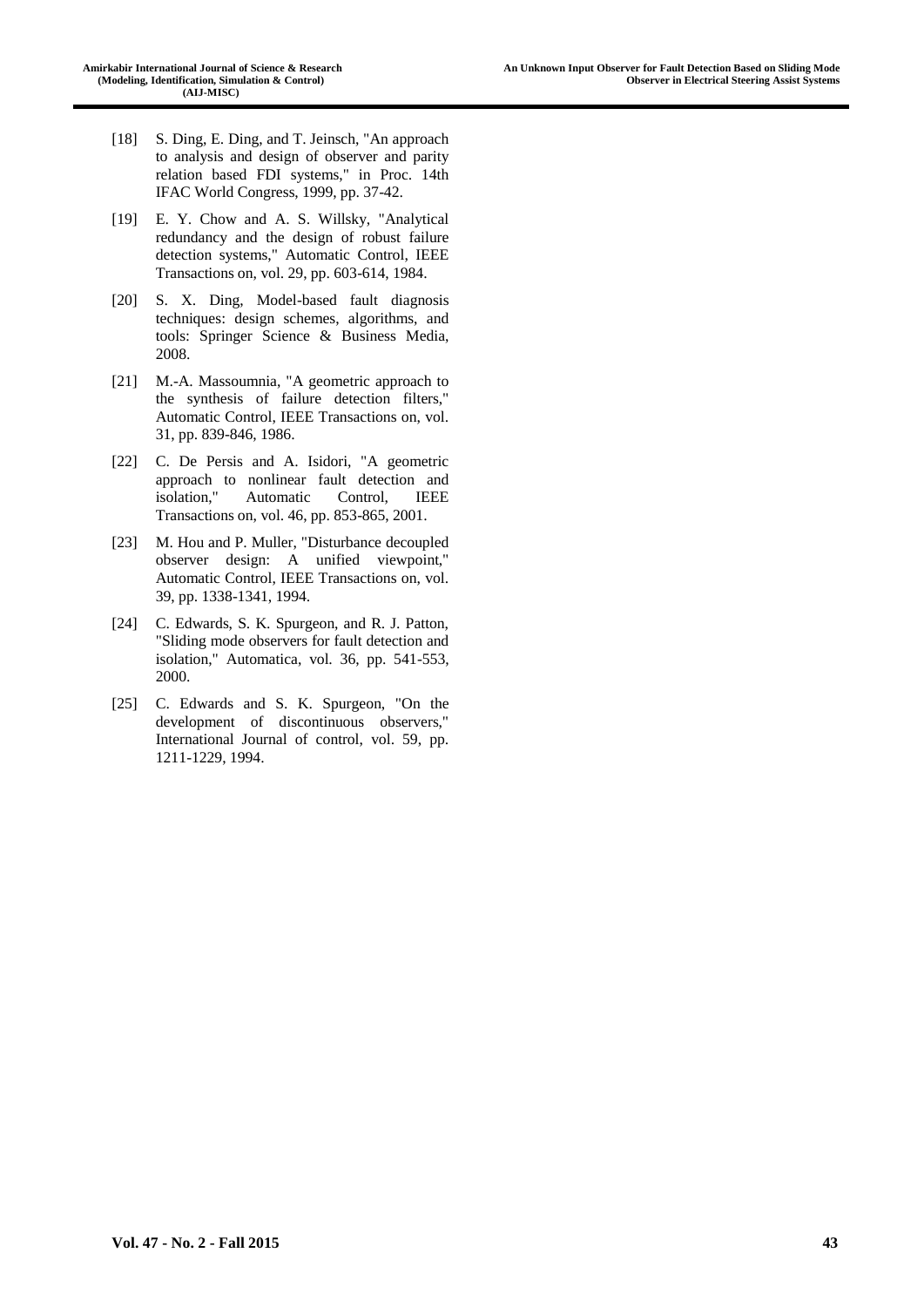[18] S. Ding, E. Ding, and T. Jeinsch, "An approach to analysis and design of observer and parity relation based FDI systems," in Proc. 14th IFAC World Congress, 1999, pp. 37-42.

[19] E. Y. Chow and A. S. Willsky, "Analytical redundancy and the design of robust failure detection systems," Automatic Control, IEEE Transactions on, vol. 29, pp. 603-614, 1984.

[20] S. X. Ding, Model-based fault diagnosis techniques: design schemes, algorithms, and tools: Springer Science & Business Media, 2008.

[21] M.-A. Massoumnia, "A geometric approach to the synthesis of failure detection filters," Automatic Control, IEEE Transactions on, vol. 31, pp. 839-846, 1986.

[22] C. De Persis and A. Isidori, "A geometric approach to nonlinear fault detection and isolation," Automatic Control, IEEE Transactions on, vol. 46, pp. 853-865, 2001.

[23] M. Hou and P. Muller, "Disturbance decoupled observer design: A unified viewpoint," Automatic Control, IEEE Transactions on, vol. 39, pp. 1338-1341, 1994.

[24] C. Edwards, S. K. Spurgeon, and R. J. Patton, "Sliding mode observers for fault detection and isolation," Automatica, vol. 36, pp. 541-553, 2000.

[25] C. Edwards and S. K. Spurgeon, "On the development of discontinuous observers," International Journal of control, vol. 59, pp. 1211-1229, 1994.